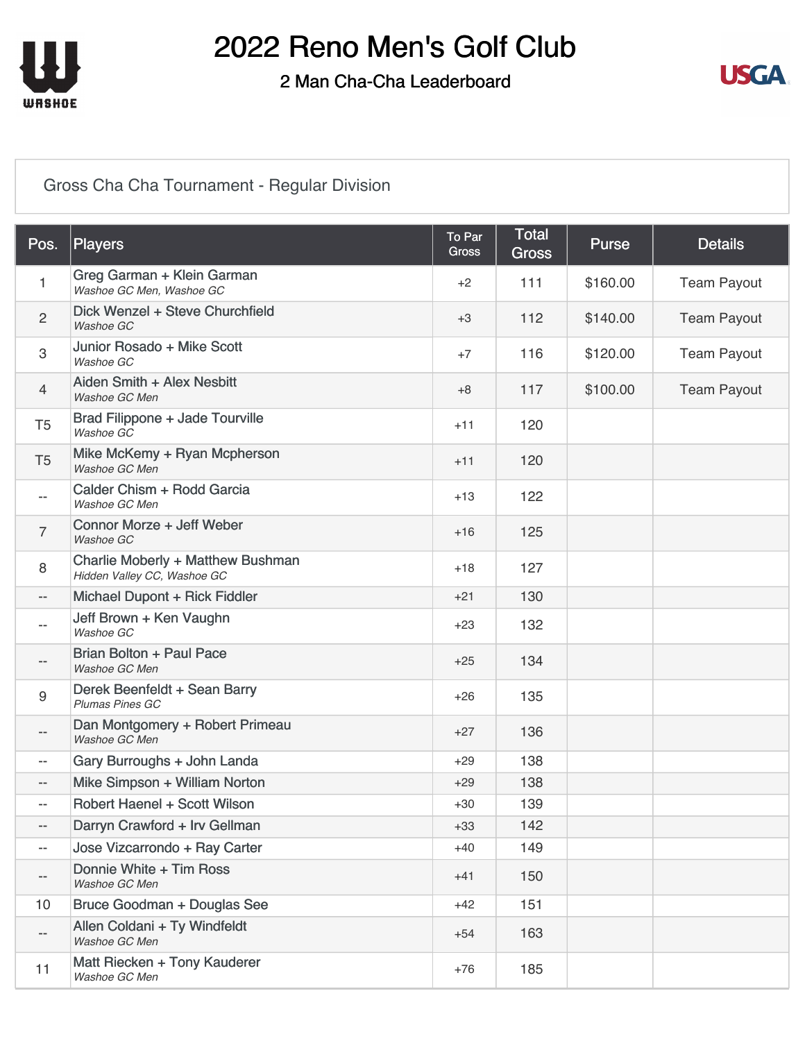# 2022 Reno Men's Golf Club

## 2 Man Cha-Cha Leaderboard

### Gross Cha Cha Tournament - Regular Division

| Pos. | Players | To Par Gross | Total Gross | Purse | Details |
|---|---|---|---|---|---|
| 1 | Greg Garman + Klein Garman<br>*Washoe GC Men, Washoe GC* | +2 | 111 | $160.00 | Team Payout |
| 2 | Dick Wenzel + Steve Churchfield<br>*Washoe GC* | +3 | 112 | $140.00 | Team Payout |
| 3 | Junior Rosado + Mike Scott<br>*Washoe GC* | +7 | 116 | $120.00 | Team Payout |
| 4 | Aiden Smith + Alex Nesbitt<br>*Washoe GC Men* | +8 | 117 | $100.00 | Team Payout |
| T5 | Brad Filippone + Jade Tourville<br>*Washoe GC* | +11 | 120 | | |
| T5 | Mike McKemy + Ryan Mcpherson<br>*Washoe GC Men* | +11 | 120 | | |
| -- | Calder Chism + Rodd Garcia<br>*Washoe GC Men* | +13 | 122 | | |
| 7 | Connor Morze + Jeff Weber<br>*Washoe GC* | +16 | 125 | | |
| 8 | Charlie Moberly + Matthew Bushman<br>*Hidden Valley CC, Washoe GC* | +18 | 127 | | |
| -- | Michael Dupont + Rick Fiddler | +21 | 130 | | |
| -- | Jeff Brown + Ken Vaughn<br>*Washoe GC* | +23 | 132 | | |
| -- | Brian Bolton + Paul Pace<br>*Washoe GC Men* | +25 | 134 | | |
| 9 | Derek Beenfeldt + Sean Barry<br>*Plumas Pines GC* | +26 | 135 | | |
| -- | Dan Montgomery + Robert Primeau<br>*Washoe GC Men* | +27 | 136 | | |
| -- | Gary Burroughs + John Landa | +29 | 138 | | |
| -- | Mike Simpson + William Norton | +29 | 138 | | |
| -- | Robert Haenel + Scott Wilson | +30 | 139 | | |
| -- | Darryn Crawford + Irv Gellman | +33 | 142 | | |
| -- | Jose Vizcarrondo + Ray Carter | +40 | 149 | | |
| -- | Donnie White + Tim Ross<br>*Washoe GC Men* | +41 | 150 | | |
| 10 | Bruce Goodman + Douglas See | +42 | 151 | | |
| -- | Allen Coldani + Ty Windfeldt<br>*Washoe GC Men* | +54 | 163 | | |
| 11 | Matt Riecken + Tony Kauderer<br>*Washoe GC Men* | +76 | 185 | | |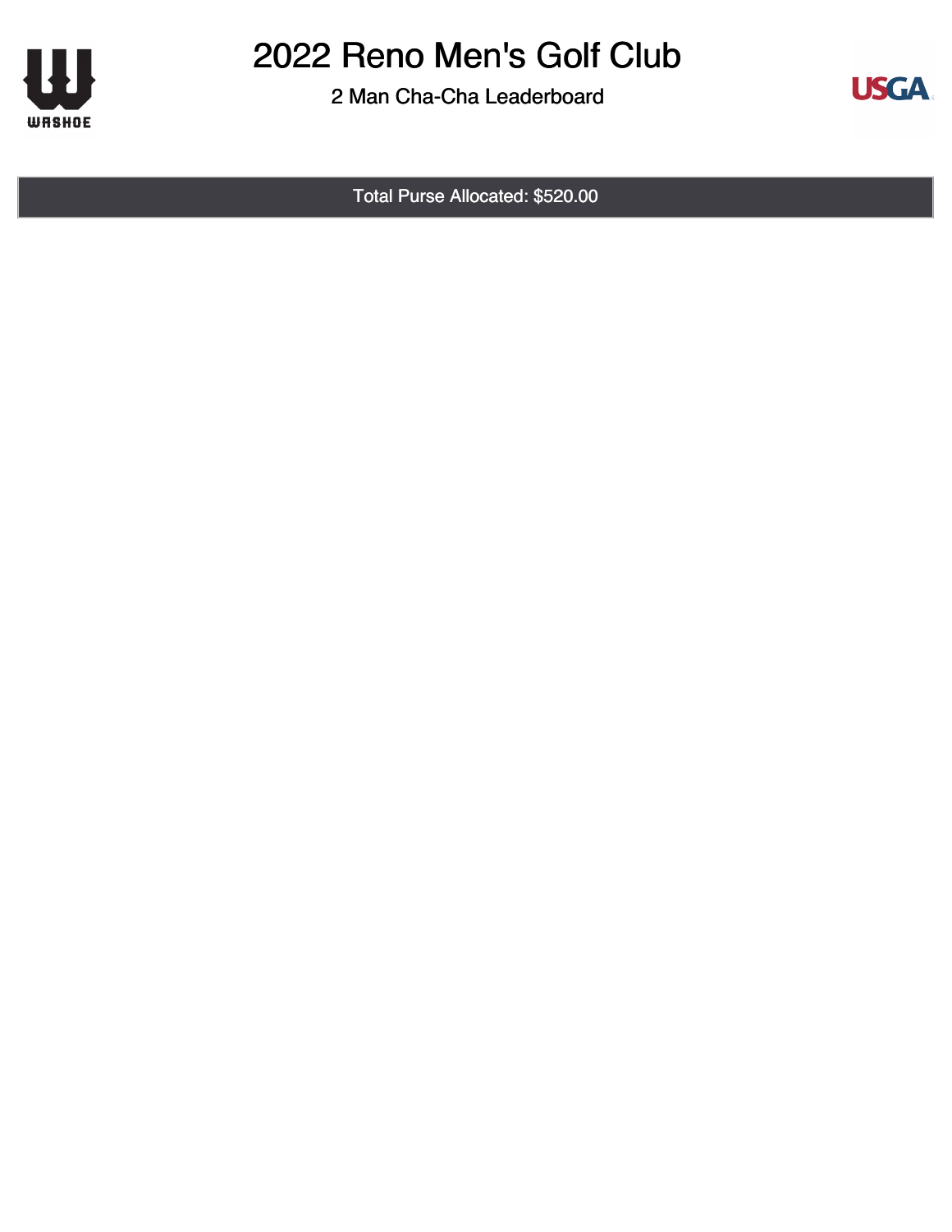# 2022 Reno Men's Golf Club

## 2 Man Cha-Cha Leaderboard

Total Purse Allocated: $520.00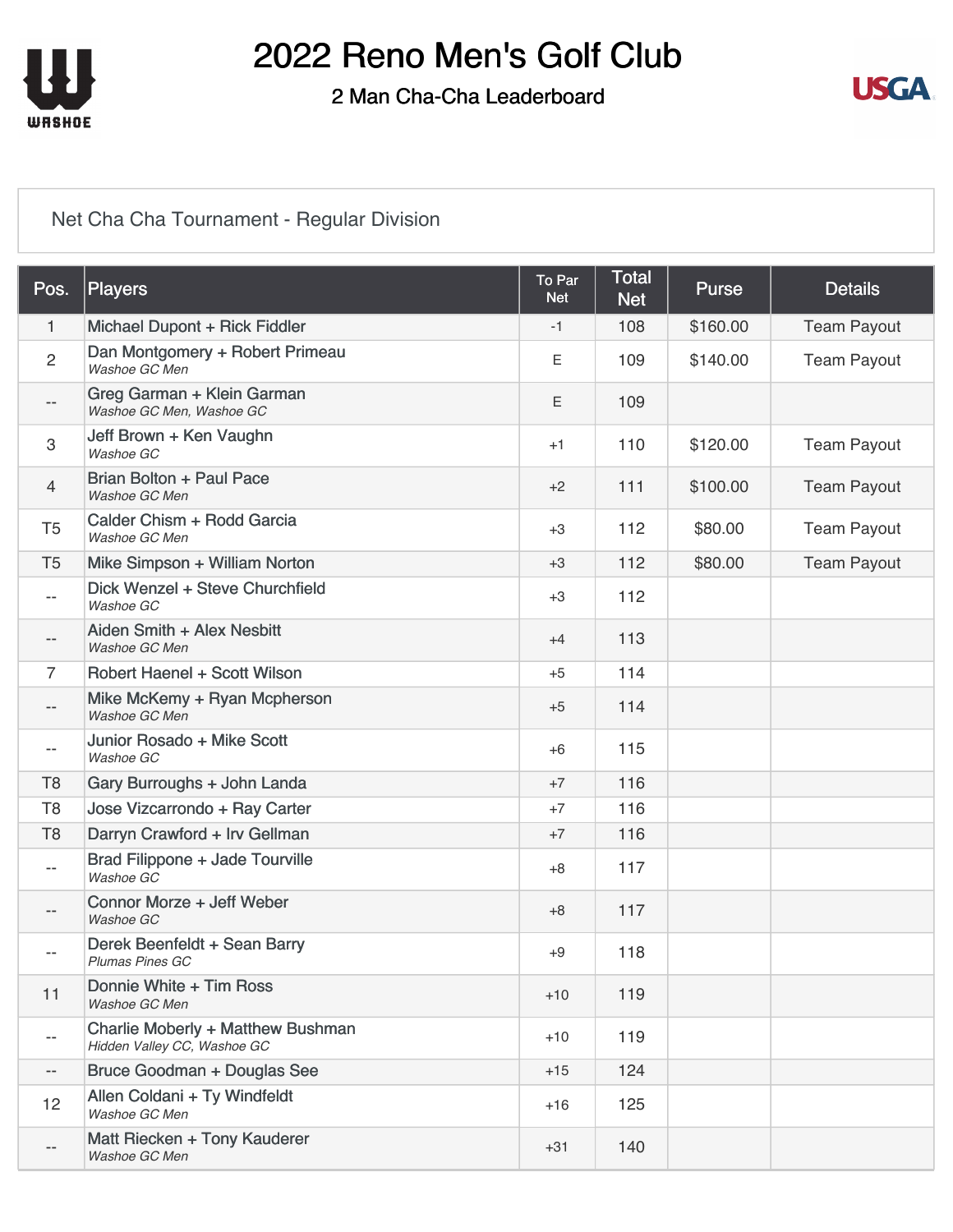# 2022 Reno Men's Golf Club

## 2 Man Cha-Cha Leaderboard

### Net Cha Cha Tournament - Regular Division

| Pos. | Players | To Par Net | Total Net | Purse | Details |
|---|---|---|---|---|---|
| 1 | Michael Dupont + Rick Fiddler | -1 | 108 | $160.00 | Team Payout |
| 2 | Dan Montgomery + Robert Primeau<br>*Washoe GC Men* | E | 109 | $140.00 | Team Payout |
| -- | Greg Garman + Klein Garman<br>*Washoe GC Men, Washoe GC* | E | 109 | | |
| 3 | Jeff Brown + Ken Vaughn<br>*Washoe GC* | +1 | 110 | $120.00 | Team Payout |
| 4 | Brian Bolton + Paul Pace<br>*Washoe GC Men* | +2 | 111 | $100.00 | Team Payout |
| T5 | Calder Chism + Rodd Garcia<br>*Washoe GC Men* | +3 | 112 | $80.00 | Team Payout |
| T5 | Mike Simpson + William Norton | +3 | 112 | $80.00 | Team Payout |
| -- | Dick Wenzel + Steve Churchfield<br>*Washoe GC* | +3 | 112 | | |
| -- | Aiden Smith + Alex Nesbitt<br>*Washoe GC Men* | +4 | 113 | | |
| 7 | Robert Haenel + Scott Wilson | +5 | 114 | | |
| -- | Mike McKemy + Ryan Mcpherson<br>*Washoe GC Men* | +5 | 114 | | |
| -- | Junior Rosado + Mike Scott<br>*Washoe GC* | +6 | 115 | | |
| T8 | Gary Burroughs + John Landa | +7 | 116 | | |
| T8 | Jose Vizcarrondo + Ray Carter | +7 | 116 | | |
| T8 | Darryn Crawford + Irv Gellman | +7 | 116 | | |
| -- | Brad Filippone + Jade Tourville<br>*Washoe GC* | +8 | 117 | | |
| -- | Connor Morze + Jeff Weber<br>*Washoe GC* | +8 | 117 | | |
| -- | Derek Beenfeldt + Sean Barry<br>*Plumas Pines GC* | +9 | 118 | | |
| 11 | Donnie White + Tim Ross<br>*Washoe GC Men* | +10 | 119 | | |
| -- | Charlie Moberly + Matthew Bushman<br>*Hidden Valley CC, Washoe GC* | +10 | 119 | | |
| -- | Bruce Goodman + Douglas See | +15 | 124 | | |
| 12 | Allen Coldani + Ty Windfeldt<br>*Washoe GC Men* | +16 | 125 | | |
| -- | Matt Riecken + Tony Kauderer<br>*Washoe GC Men* | +31 | 140 | | |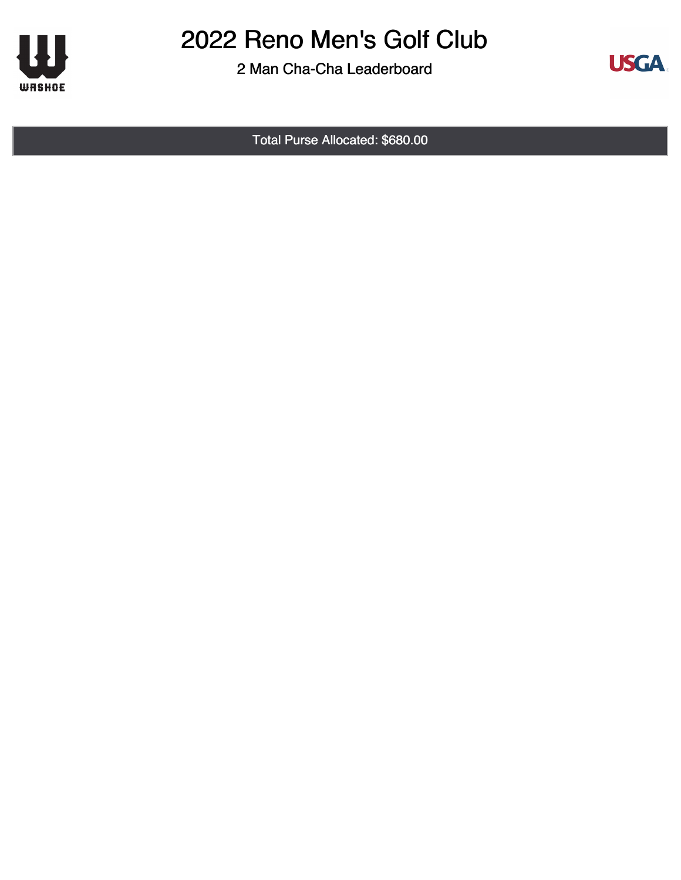# 2022 Reno Men's Golf Club

## 2 Man Cha-Cha Leaderboard

Total Purse Allocated: $680.00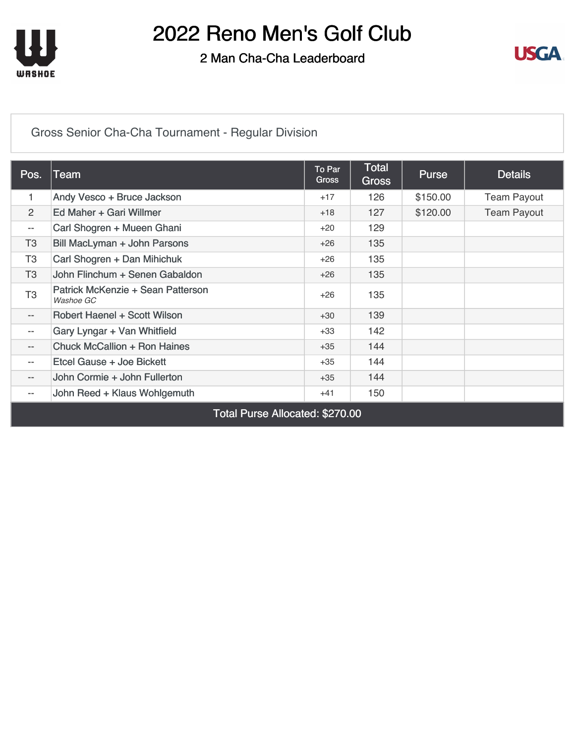# 2022 Reno Men's Golf Club

## 2 Man Cha-Cha Leaderboard

### Gross Senior Cha-Cha Tournament - Regular Division

| Pos. | Team | To Par Gross | Total Gross | Purse | Details |
|---|---|---|---|---|---|
| 1 | Andy Vesco + Bruce Jackson | +17 | 126 | $150.00 | Team Payout |
| 2 | Ed Maher + Gari Willmer | +18 | 127 | $120.00 | Team Payout |
| -- | Carl Shogren + Mueen Ghani | +20 | 129 | | |
| T3 | Bill MacLyman + John Parsons | +26 | 135 | | |
| T3 | Carl Shogren + Dan Mihichuk | +26 | 135 | | |
| T3 | John Flinchum + Senen Gabaldon | +26 | 135 | | |
| T3 | Patrick McKenzie + Sean Patterson *Washoe GC* | +26 | 135 | | |
| -- | Robert Haenel + Scott Wilson | +30 | 139 | | |
| -- | Gary Lyngar + Van Whitfield | +33 | 142 | | |
| -- | Chuck McCallion + Ron Haines | +35 | 144 | | |
| -- | Etcel Gause + Joe Bickett | +35 | 144 | | |
| -- | John Cormie + John Fullerton | +35 | 144 | | |
| -- | John Reed + Klaus Wohlgemuth | +41 | 150 | | |

Total Purse Allocated: $270.00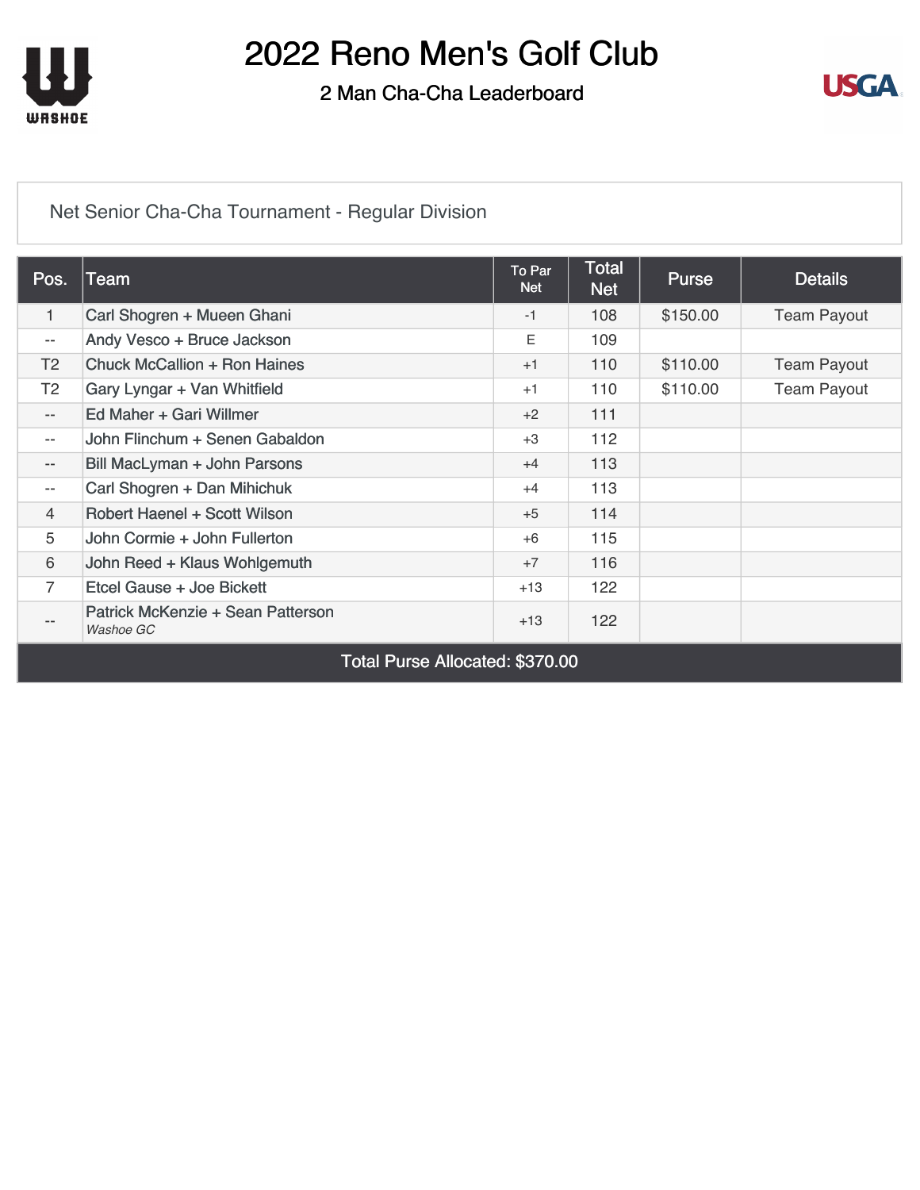# 2022 Reno Men's Golf Club

## 2 Man Cha-Cha Leaderboard

### Net Senior Cha-Cha Tournament - Regular Division

| Pos. | Team | To Par Net | Total Net | Purse | Details |
|---|---|---|---|---|---|
| 1 | Carl Shogren + Mueen Ghani | -1 | 108 | $150.00 | Team Payout |
| -- | Andy Vesco + Bruce Jackson | E | 109 | | |
| T2 | Chuck McCallion + Ron Haines | +1 | 110 | $110.00 | Team Payout |
| T2 | Gary Lyngar + Van Whitfield | +1 | 110 | $110.00 | Team Payout |
| -- | Ed Maher + Gari Willmer | +2 | 111 | | |
| -- | John Flinchum + Senen Gabaldon | +3 | 112 | | |
| -- | Bill MacLyman + John Parsons | +4 | 113 | | |
| -- | Carl Shogren + Dan Mihichuk | +4 | 113 | | |
| 4 | Robert Haenel + Scott Wilson | +5 | 114 | | |
| 5 | John Cormie + John Fullerton | +6 | 115 | | |
| 6 | John Reed + Klaus Wohlgemuth | +7 | 116 | | |
| 7 | Etcel Gause + Joe Bickett | +13 | 122 | | |
| -- | Patrick McKenzie + Sean Patterson *Washoe GC* | +13 | 122 | | |

Total Purse Allocated: $370.00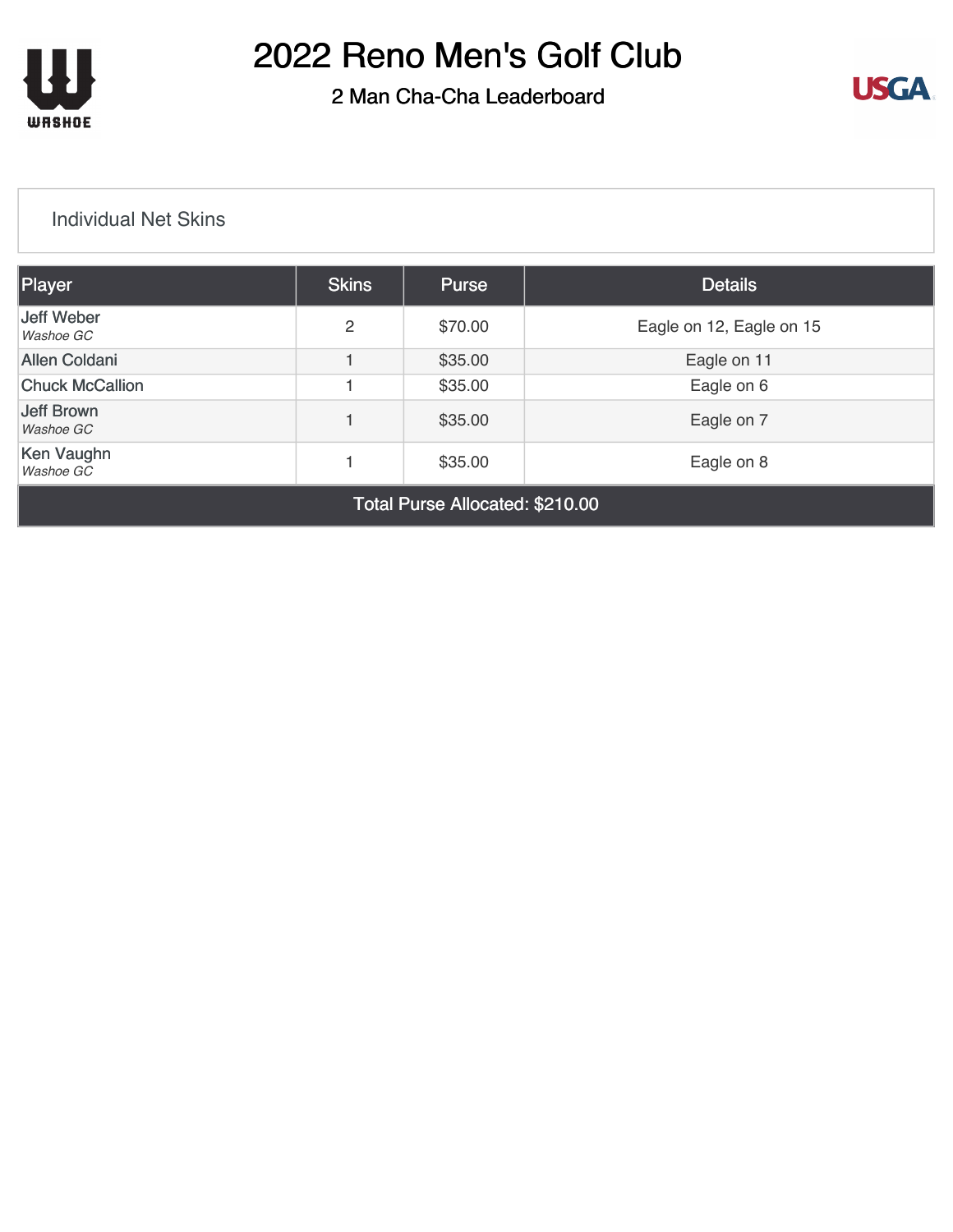# 2022 Reno Men's Golf Club

## 2 Man Cha-Cha Leaderboard

### Individual Net Skins

| Player | Skins | Purse | Details |
|---|---|---|---|
| Jeff Weber<br>*Washoe GC* | 2 | $70.00 | Eagle on 12, Eagle on 15 |
| Allen Coldani | 1 | $35.00 | Eagle on 11 |
| Chuck McCallion | 1 | $35.00 | Eagle on 6 |
| Jeff Brown<br>*Washoe GC* | 1 | $35.00 | Eagle on 7 |
| Ken Vaughn<br>*Washoe GC* | 1 | $35.00 | Eagle on 8 |
| Total Purse Allocated: $210.00 | | | |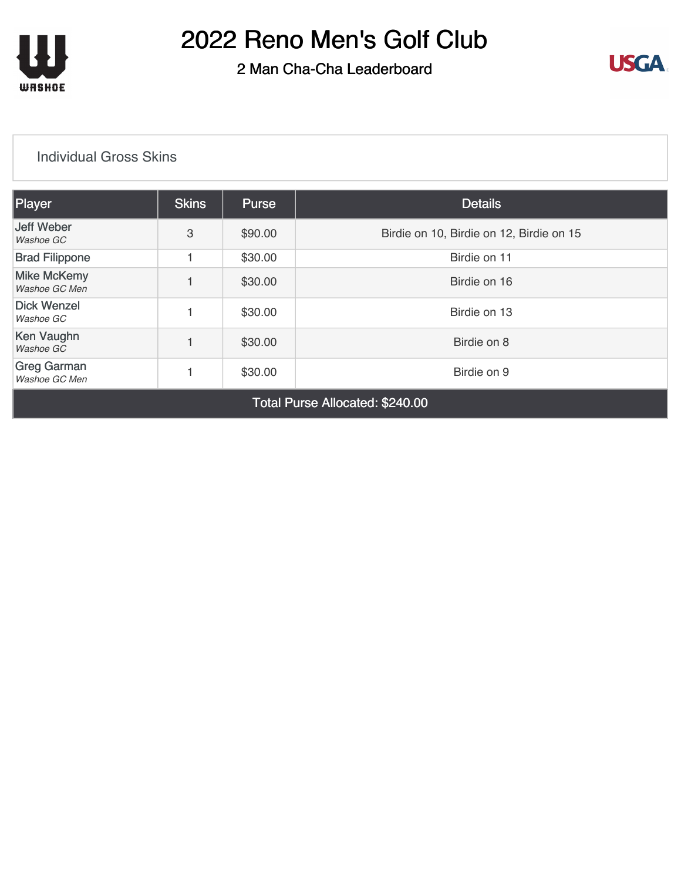# 2022 Reno Men's Golf Club

## 2 Man Cha-Cha Leaderboard

### Individual Gross Skins

| Player | Skins | Purse | Details |
|---|---|---|---|
| Jeff Weber *Washoe GC* | 3 | $90.00 | Birdie on 10, Birdie on 12, Birdie on 15 |
| Brad Filippone | 1 | $30.00 | Birdie on 11 |
| Mike McKemy *Washoe GC Men* | 1 | $30.00 | Birdie on 16 |
| Dick Wenzel *Washoe GC* | 1 | $30.00 | Birdie on 13 |
| Ken Vaughn *Washoe GC* | 1 | $30.00 | Birdie on 8 |
| Greg Garman *Washoe GC Men* | 1 | $30.00 | Birdie on 9 |
| Total Purse Allocated: $240.00 | | | |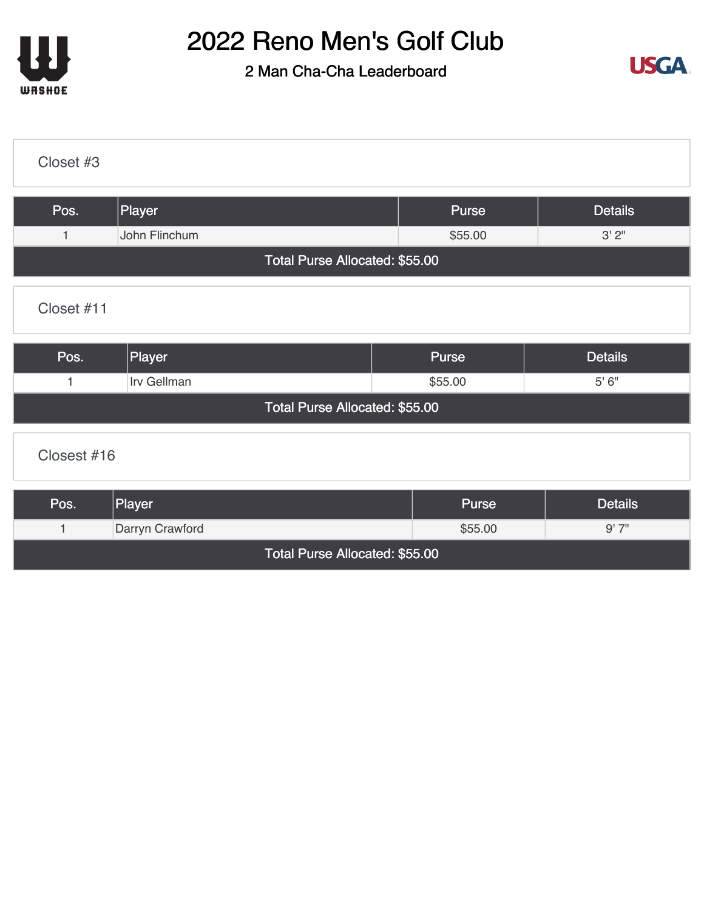# 2022 Reno Men's Golf Club

## 2 Man Cha-Cha Leaderboard

### Closet #3

| Pos. | Player | Purse | Details |
|---|---|---|---|
| 1 | John Flinchum | $55.00 | 3' 2" |
| Total Purse Allocated: $55.00 | | | |

### Closet #11

| Pos. | Player | Purse | Details |
|---|---|---|---|
| 1 | Irv Gellman | $55.00 | 5' 6" |
| Total Purse Allocated: $55.00 | | | |

### Closest #16

| Pos. | Player | Purse | Details |
|---|---|---|---|
| 1 | Darryn Crawford | $55.00 | 9' 7" |
| Total Purse Allocated: $55.00 | | | |